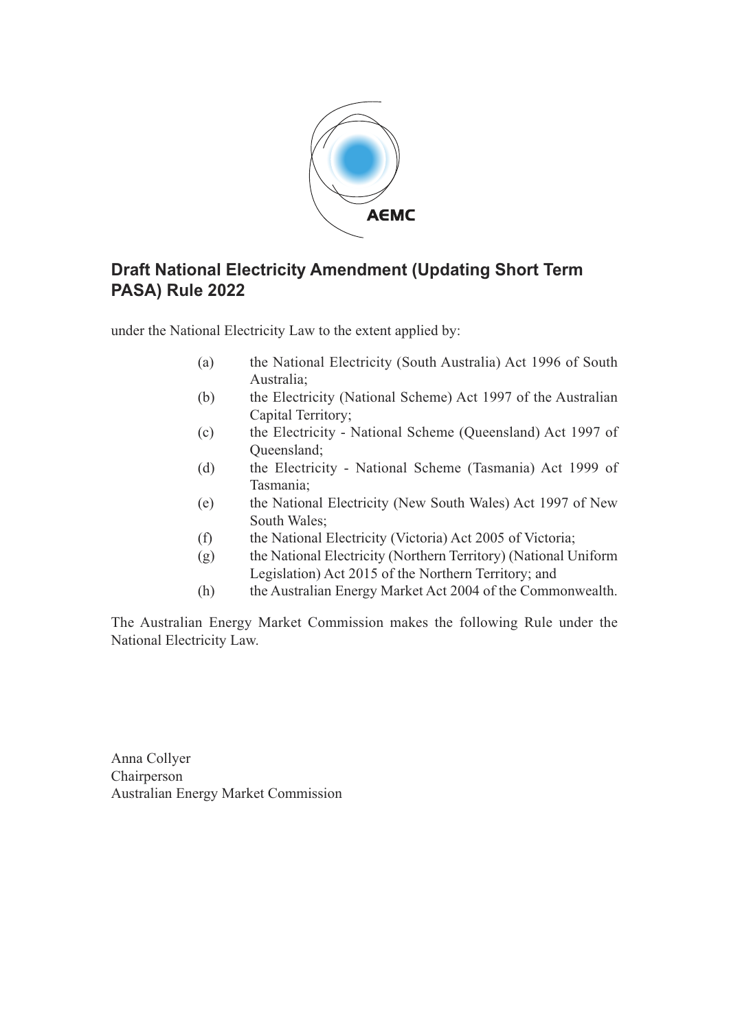# Draft National Electricity Amendment (Updating Short Term PASA) Rule 2022

under the National Electricity Law to the extent applied by:

(a) the National Electricity (South Australia) Act 1996 of South Australia;

(b) the Electricity (National Scheme) Act 1997 of the Australian Capital Territory;

(c) the Electricity - National Scheme (Queensland) Act 1997 of Queensland;

(d) the Electricity - National Scheme (Tasmania) Act 1999 of Tasmania;

(e) the National Electricity (New South Wales) Act 1997 of New South Wales;

(f) the National Electricity (Victoria) Act 2005 of Victoria;

(g) the National Electricity (Northern Territory) (National Uniform Legislation) Act 2015 of the Northern Territory; and

(h) the Australian Energy Market Act 2004 of the Commonwealth.

The Australian Energy Market Commission makes the following Rule under the National Electricity Law.

Anna Collyer
Chairperson
Australian Energy Market Commission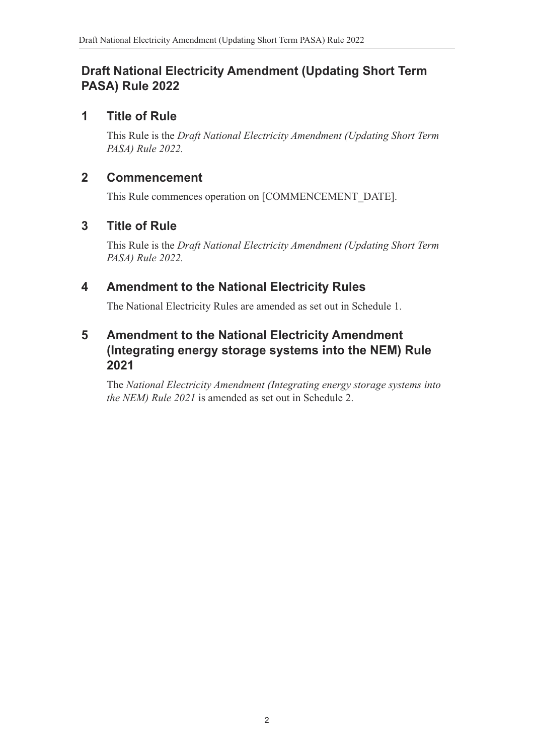# Draft National Electricity Amendment (Updating Short Term PASA) Rule 2022

## 1 Title of Rule

This Rule is the *Draft National Electricity Amendment (Updating Short Term PASA) Rule 2022.*

## 2 Commencement

This Rule commences operation on [COMMENCEMENT_DATE].

## 3 Title of Rule

This Rule is the *Draft National Electricity Amendment (Updating Short Term PASA) Rule 2022.*

## 4 Amendment to the National Electricity Rules

The National Electricity Rules are amended as set out in Schedule 1.

## 5 Amendment to the National Electricity Amendment (Integrating energy storage systems into the NEM) Rule 2021

The *National Electricity Amendment (Integrating energy storage systems into the NEM) Rule 2021* is amended as set out in Schedule 2.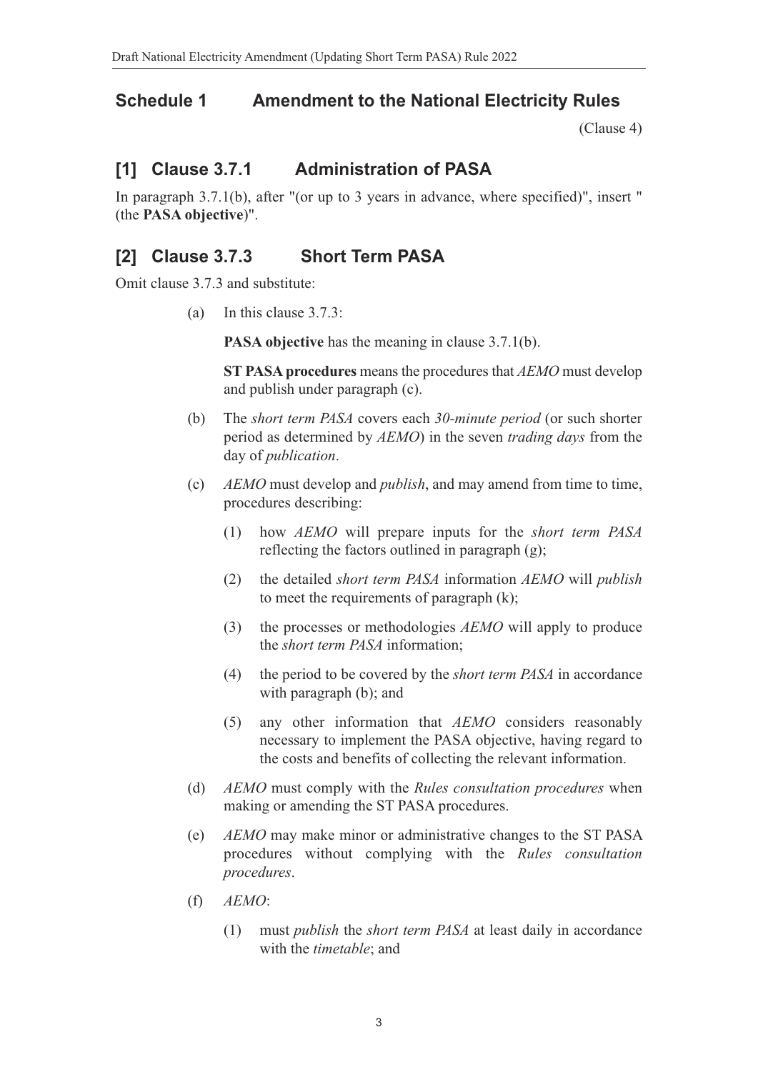## Schedule 1 Amendment to the National Electricity Rules

(Clause 4)

### [1] Clause 3.7.1 Administration of PASA

In paragraph 3.7.1(b), after "(or up to 3 years in advance, where specified)", insert " (the **PASA objective**)".

### [2] Clause 3.7.3 Short Term PASA

Omit clause 3.7.3 and substitute:

(a) In this clause 3.7.3:

**PASA objective** has the meaning in clause 3.7.1(b).

**ST PASA procedures** means the procedures that *AEMO* must develop and publish under paragraph (c).

(b) The *short term PASA* covers each *30-minute period* (or such shorter period as determined by *AEMO*) in the seven *trading days* from the day of *publication*.

(c) *AEMO* must develop and *publish*, and may amend from time to time, procedures describing:

(1) how *AEMO* will prepare inputs for the *short term PASA* reflecting the factors outlined in paragraph (g);

(2) the detailed *short term PASA* information *AEMO* will *publish* to meet the requirements of paragraph (k);

(3) the processes or methodologies *AEMO* will apply to produce the *short term PASA* information;

(4) the period to be covered by the *short term PASA* in accordance with paragraph (b); and

(5) any other information that *AEMO* considers reasonably necessary to implement the PASA objective, having regard to the costs and benefits of collecting the relevant information.

(d) *AEMO* must comply with the *Rules consultation procedures* when making or amending the ST PASA procedures.

(e) *AEMO* may make minor or administrative changes to the ST PASA procedures without complying with the *Rules consultation procedures*.

(f) *AEMO*:

(1) must *publish* the *short term PASA* at least daily in accordance with the *timetable*; and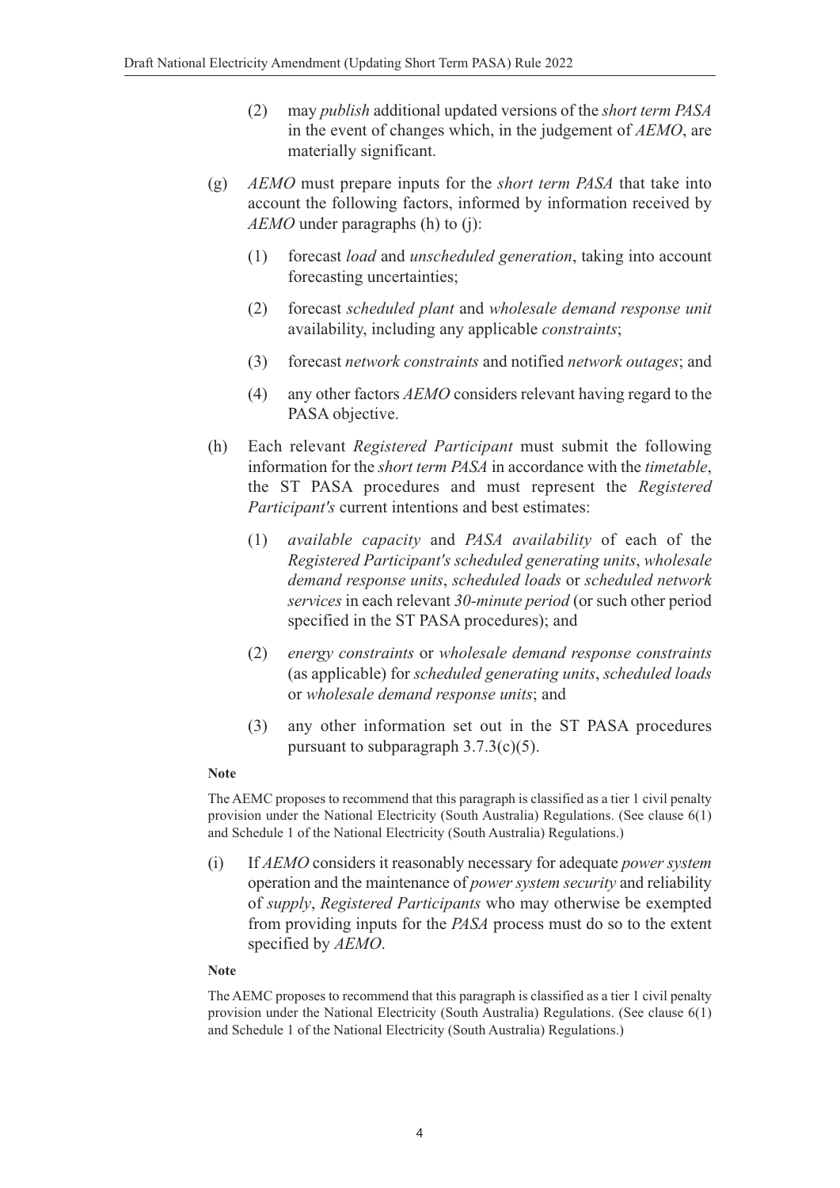(2) may *publish* additional updated versions of the *short term PASA* in the event of changes which, in the judgement of *AEMO*, are materially significant.

(g) *AEMO* must prepare inputs for the *short term PASA* that take into account the following factors, informed by information received by *AEMO* under paragraphs (h) to (j):

(1) forecast *load* and *unscheduled generation*, taking into account forecasting uncertainties;

(2) forecast *scheduled plant* and *wholesale demand response unit* availability, including any applicable *constraints*;

(3) forecast *network constraints* and notified *network outages*; and

(4) any other factors *AEMO* considers relevant having regard to the PASA objective.

(h) Each relevant *Registered Participant* must submit the following information for the *short term PASA* in accordance with the *timetable*, the ST PASA procedures and must represent the *Registered Participant's* current intentions and best estimates:

(1) *available capacity* and *PASA availability* of each of the *Registered Participant's scheduled generating units*, *wholesale demand response units*, *scheduled loads* or *scheduled network services* in each relevant *30-minute period* (or such other period specified in the ST PASA procedures); and

(2) *energy constraints* or *wholesale demand response constraints* (as applicable) for *scheduled generating units*, *scheduled loads* or *wholesale demand response units*; and

(3) any other information set out in the ST PASA procedures pursuant to subparagraph 3.7.3(c)(5).

**Note**

The AEMC proposes to recommend that this paragraph is classified as a tier 1 civil penalty provision under the National Electricity (South Australia) Regulations. (See clause 6(1) and Schedule 1 of the National Electricity (South Australia) Regulations.)

(i) If *AEMO* considers it reasonably necessary for adequate *power system* operation and the maintenance of *power system security* and reliability of *supply*, *Registered Participants* who may otherwise be exempted from providing inputs for the *PASA* process must do so to the extent specified by *AEMO*.

**Note**

The AEMC proposes to recommend that this paragraph is classified as a tier 1 civil penalty provision under the National Electricity (South Australia) Regulations. (See clause 6(1) and Schedule 1 of the National Electricity (South Australia) Regulations.)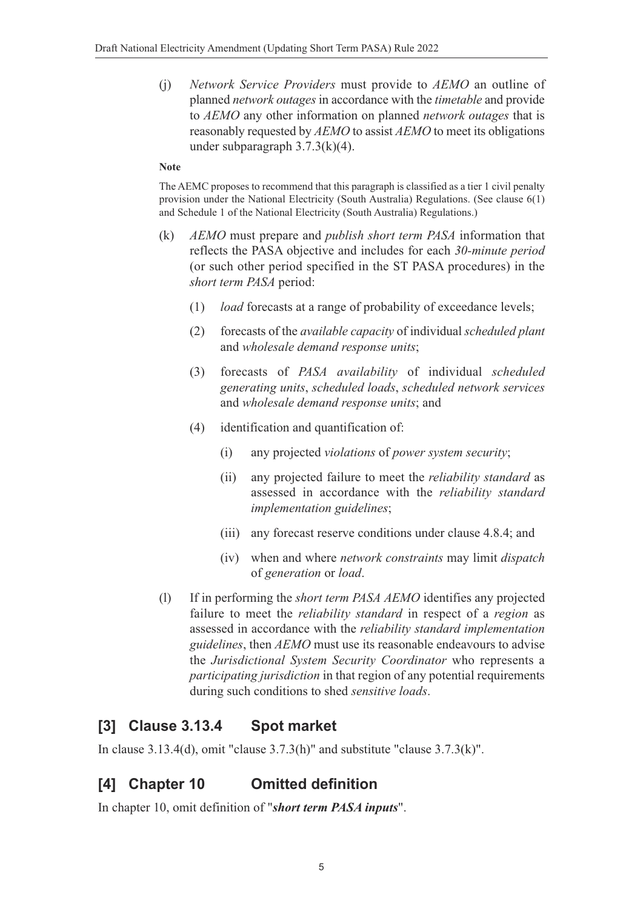(j) *Network Service Providers* must provide to *AEMO* an outline of planned *network outages* in accordance with the *timetable* and provide to *AEMO* any other information on planned *network outages* that is reasonably requested by *AEMO* to assist *AEMO* to meet its obligations under subparagraph 3.7.3(k)(4).

**Note**

The AEMC proposes to recommend that this paragraph is classified as a tier 1 civil penalty provision under the National Electricity (South Australia) Regulations. (See clause 6(1) and Schedule 1 of the National Electricity (South Australia) Regulations.)

(k) *AEMO* must prepare and *publish short term PASA* information that reflects the PASA objective and includes for each *30-minute period* (or such other period specified in the ST PASA procedures) in the *short term PASA* period:

(1) *load* forecasts at a range of probability of exceedance levels;

(2) forecasts of the *available capacity* of individual *scheduled plant* and *wholesale demand response units*;

(3) forecasts of *PASA availability* of individual *scheduled generating units*, *scheduled loads*, *scheduled network services* and *wholesale demand response units*; and

(4) identification and quantification of:

(i) any projected *violations* of *power system security*;

(ii) any projected failure to meet the *reliability standard* as assessed in accordance with the *reliability standard implementation guidelines*;

(iii) any forecast reserve conditions under clause 4.8.4; and

(iv) when and where *network constraints* may limit *dispatch* of *generation* or *load*.

(l) If in performing the *short term PASA AEMO* identifies any projected failure to meet the *reliability standard* in respect of a *region* as assessed in accordance with the *reliability standard implementation guidelines*, then *AEMO* must use its reasonable endeavours to advise the *Jurisdictional System Security Coordinator* who represents a *participating jurisdiction* in that region of any potential requirements during such conditions to shed *sensitive loads*.

## [3] Clause 3.13.4 Spot market

In clause 3.13.4(d), omit "clause 3.7.3(h)" and substitute "clause 3.7.3(k)".

## [4] Chapter 10 Omitted definition

In chapter 10, omit definition of "***short term PASA inputs***".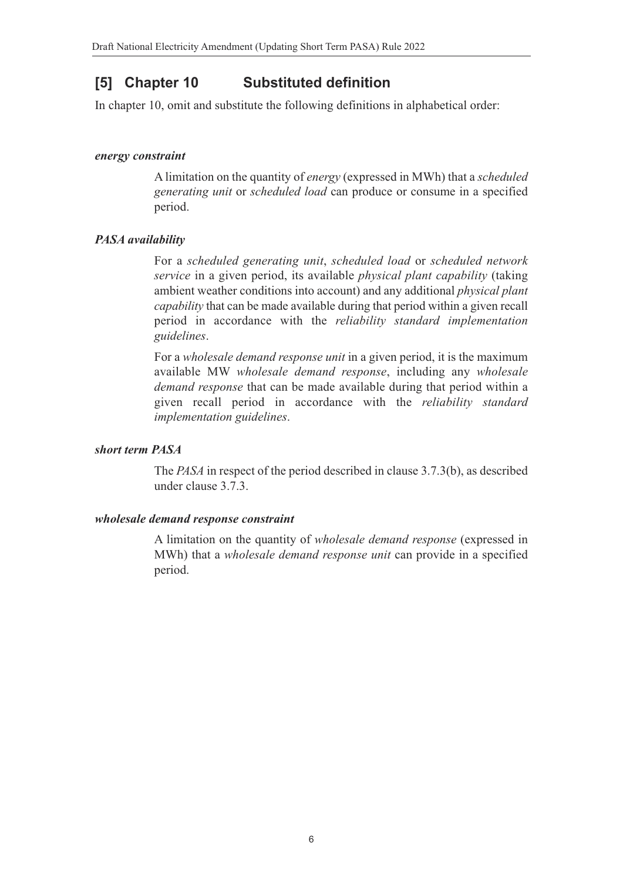## [5] Chapter 10 Substituted definition

In chapter 10, omit and substitute the following definitions in alphabetical order:

***energy constraint***

A limitation on the quantity of *energy* (expressed in MWh) that a *scheduled generating unit* or *scheduled load* can produce or consume in a specified period.

***PASA availability***

For a *scheduled generating unit*, *scheduled load* or *scheduled network service* in a given period, its available *physical plant capability* (taking ambient weather conditions into account) and any additional *physical plant capability* that can be made available during that period within a given recall period in accordance with the *reliability standard implementation guidelines*.

For a *wholesale demand response unit* in a given period, it is the maximum available MW *wholesale demand response*, including any *wholesale demand response* that can be made available during that period within a given recall period in accordance with the *reliability standard implementation guidelines*.

***short term PASA***

The *PASA* in respect of the period described in clause 3.7.3(b), as described under clause 3.7.3.

***wholesale demand response constraint***

A limitation on the quantity of *wholesale demand response* (expressed in MWh) that a *wholesale demand response unit* can provide in a specified period.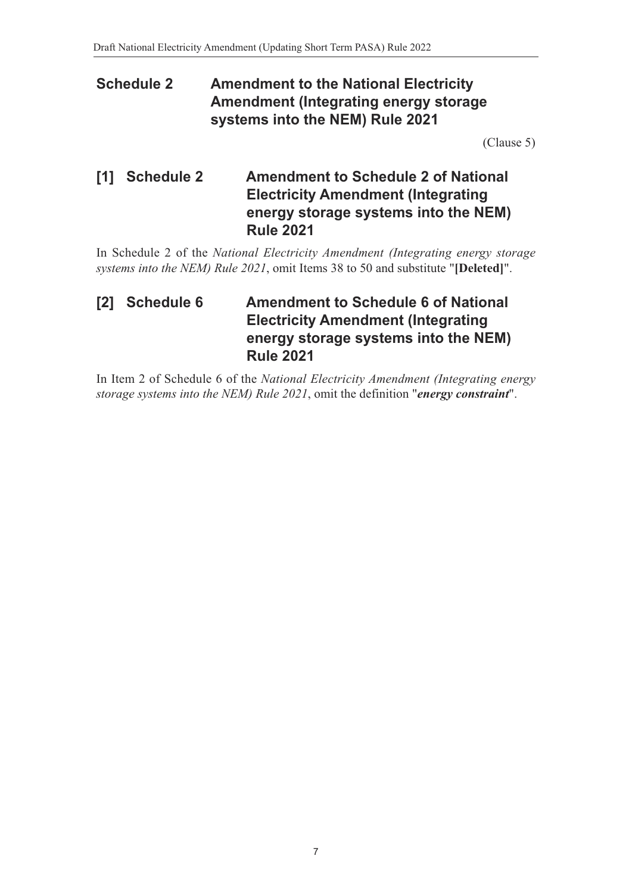## Schedule 2 Amendment to the National Electricity Amendment (Integrating energy storage systems into the NEM) Rule 2021

(Clause 5)

### [1] Schedule 2 Amendment to Schedule 2 of National Electricity Amendment (Integrating energy storage systems into the NEM) Rule 2021

In Schedule 2 of the *National Electricity Amendment (Integrating energy storage systems into the NEM) Rule 2021*, omit Items 38 to 50 and substitute "**[Deleted]**".

### [2] Schedule 6 Amendment to Schedule 6 of National Electricity Amendment (Integrating energy storage systems into the NEM) Rule 2021

In Item 2 of Schedule 6 of the *National Electricity Amendment (Integrating energy storage systems into the NEM) Rule 2021*, omit the definition "***energy constraint***".